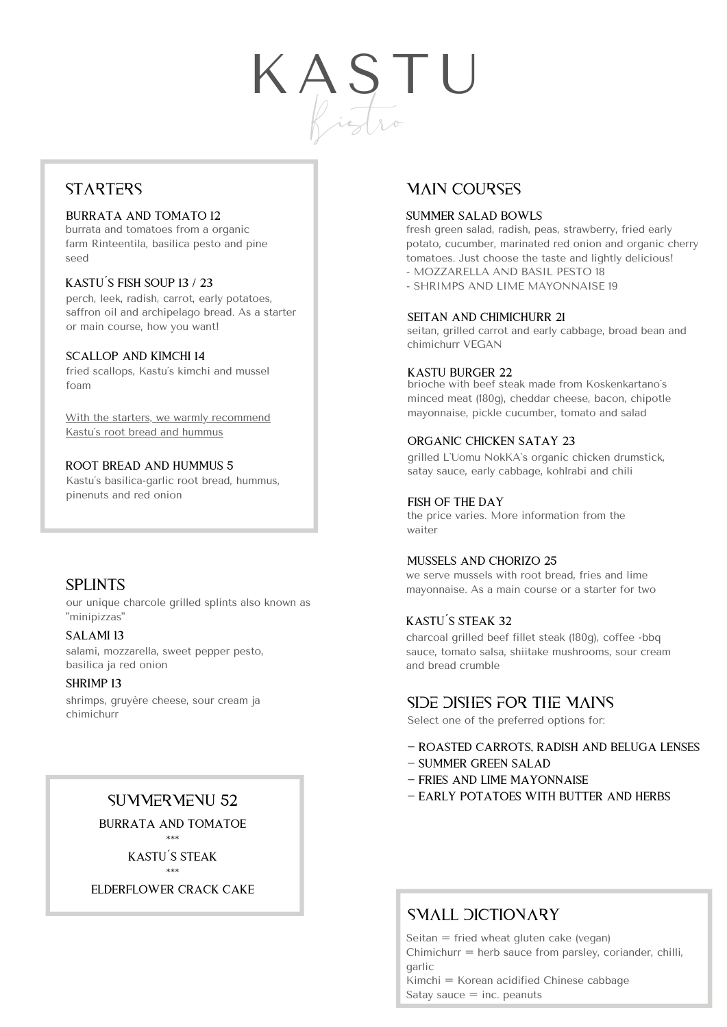# KASTU

*Bistro*

## STARTERS

### BURRATA AND TOMATO 12
burrata and tomatoes from a organic farm Rinteentila, basilica pesto and pine seed

### KASTU´S FISH SOUP 13 / 23
perch, leek, radish, carrot, early potatoes, saffron oil and archipelago bread. As a starter or main course, how you want!

### SCALLOP AND KIMCHI 14
fried scallops, Kastu´s kimchi and mussel foam

With the starters, we warmly recommend Kastu's root bread and hummus

### ROOT BREAD AND HUMMUS 5
Kastu´s basilica-garlic root bread, hummus, pinenuts and red onion

## SPLINTS

our unique charcole grilled splints also known as "minipizzas"

### SALAMI 13
salami, mozzarella, sweet pepper pesto, basilica ja red onion

### SHRIMP 13
shrimps, gruyère cheese, sour cream ja chimichurr

## SUMMERMENU 52

BURRATA AND TOMATOE

\*\*\*

KASTU´S STEAK

\*\*\*

ELDERFLOWER CRACK CAKE

## MAIN COURSES

### SUMMER SALAD BOWLS
fresh green salad, radish, peas, strawberry, fried early potato, cucumber, marinated red onion and organic cherry tomatoes. Just choose the taste and lightly delicious!

- MOZZARELLA AND BASIL PESTO 18
- SHRIMPS AND LIME MAYONNAISE 19

### SEITAN AND CHIMICHURR 21
seitan, grilled carrot and early cabbage, broad bean and chimichurr VEGAN

### KASTU BURGER 22
brioche with beef steak made from Koskenkartano´s minced meat (180g), cheddar cheese, bacon, chipotle mayonnaise, pickle cucumber, tomato and salad

### ORGANIC CHICKEN SATAY 23
grilled L'Uomu NokKA`s organic chicken drumstick, satay sauce, early cabbage, kohlrabi and chili

### FISH OF THE DAY
the price varies. More information from the waiter

### MUSSELS AND CHORIZO 25
we serve mussels with root bread, fries and lime mayonnaise. As a main course or a starter for two

### KASTU´S STEAK 32
charcoal grilled beef fillet steak (180g), coffee -bbq sauce, tomato salsa, shiitake mushrooms, sour cream and bread crumble

## SIDE DISHES FOR THE MAINS

Select one of the preferred options for:

- ROASTED CARROTS, RADISH AND BELUGA LENSES
- SUMMER GREEN SALAD
- FRIES AND LIME MAYONNAISE
- EARLY POTATOES WITH BUTTER AND HERBS

## SMALL DICTIONARY

Seitan = fried wheat gluten cake (vegan)
Chimichurr = herb sauce from parsley, coriander, chilli, garlic
Kimchi = Korean acidified Chinese cabbage
Satay sauce = inc. peanuts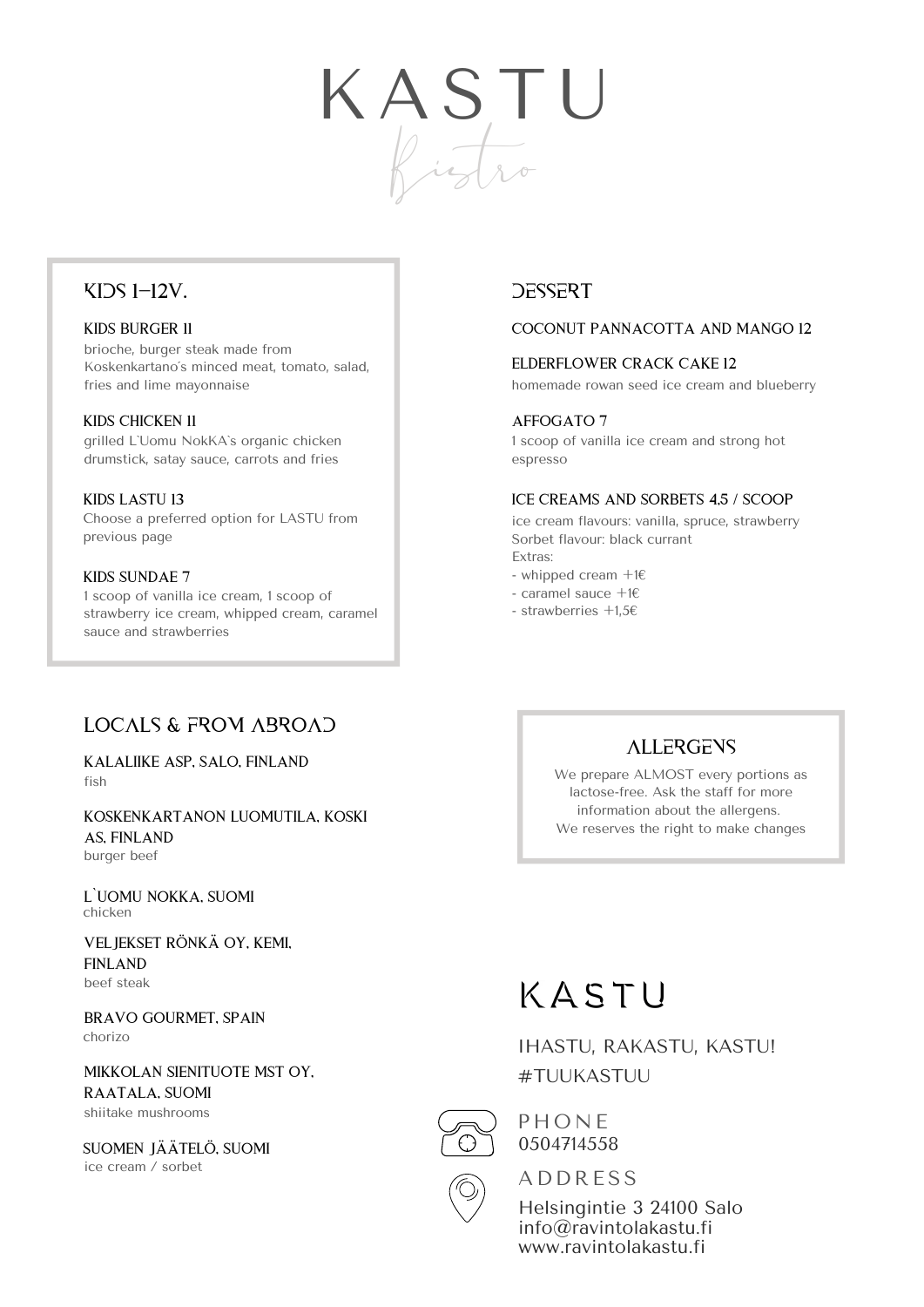# KASTU

*Bistro*

## KIDS 1–12V.

**KIDS BURGER 11**
brioche, burger steak made from Koskenkartano´s minced meat, tomato, salad, fries and lime mayonnaise

**KIDS CHICKEN 11**
grilled L`Uomu NokKA`s organic chicken drumstick, satay sauce, carrots and fries

**KIDS LASTU 13**
Choose a preferred option for LASTU from previous page

**KIDS SUNDAE 7**
1 scoop of vanilla ice cream, 1 scoop of strawberry ice cream, whipped cream, caramel sauce and strawberries

## DESSERT

**COCONUT PANNACOTTA AND MANGO 12**

**ELDERFLOWER CRACK CAKE 12**
homemade rowan seed ice cream and blueberry

**AFFOGATO 7**
1 scoop of vanilla ice cream and strong hot espresso

**ICE CREAMS AND SORBETS 4,5 / SCOOP**
ice cream flavours: vanilla, spruce, strawberry
Sorbet flavour: black currant
Extras:
- whipped cream +1€
- caramel sauce +1€
- strawberries +1,5€

## LOCALS & FROM ABROAD

**KALALIIKE ASP, SALO, FINLAND**
fish

**KOSKENKARTANON LUOMUTILA, KOSKI AS, FINLAND**
burger beef

**L`UOMU NOKKA, SUOMI**
chicken

**VELJEKSET RÖNKÄ OY, KEMI, FINLAND**
beef steak

**BRAVO GOURMET, SPAIN**
chorizo

**MIKKOLAN SIENITUOTE MST OY, RAATALA, SUOMI**
shiitake mushrooms

**SUOMEN JÄÄTELÖ, SUOMI**
ice cream / sorbet

## ALLERGENS

We prepare ALMOST every portions as lactose-free. Ask the staff for more information about the allergens.
We reserves the right to make changes

## KASTU

IHASTU, RAKASTU, KASTU!
#TUUKASTUU

PHONE
0504714558

ADDRESS
Helsingintie 3 24100 Salo
info@ravintolakastu.fi
www.ravintolakastu.fi